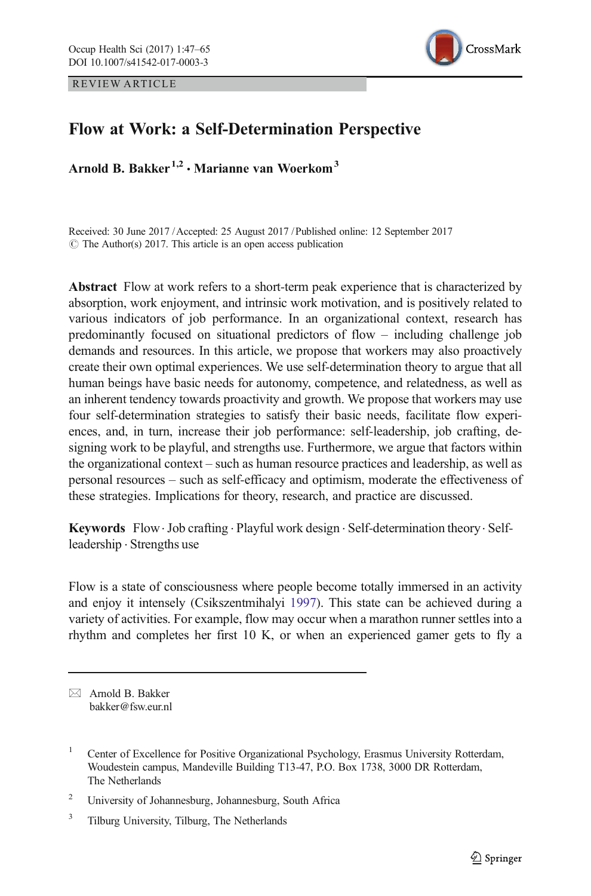REVIEW ARTICLE

# Flow at Work: a Self-Determination Perspective

**Arnold B. Bakker**[1,2] **· Marianne van Woerkom**[3]

Received: 30 June 2017 / Accepted: 25 August 2017 / Published online: 12 September 2017
© The Author(s) 2017. This article is an open access publication

**Abstract** Flow at work refers to a short-term peak experience that is characterized by absorption, work enjoyment, and intrinsic work motivation, and is positively related to various indicators of job performance. In an organizational context, research has predominantly focused on situational predictors of flow – including challenge job demands and resources. In this article, we propose that workers may also proactively create their own optimal experiences. We use self-determination theory to argue that all human beings have basic needs for autonomy, competence, and relatedness, as well as an inherent tendency towards proactivity and growth. We propose that workers may use four self-determination strategies to satisfy their basic needs, facilitate flow experiences, and, in turn, increase their job performance: self-leadership, job crafting, designing work to be playful, and strengths use. Furthermore, we argue that factors within the organizational context – such as human resource practices and leadership, as well as personal resources – such as self-efficacy and optimism, moderate the effectiveness of these strategies. Implications for theory, research, and practice are discussed.

**Keywords** Flow · Job crafting · Playful work design · Self-determination theory · Self-leadership · Strengths use

Flow is a state of consciousness where people become totally immersed in an activity and enjoy it intensely (Csikszentmihalyi 1997). This state can be achieved during a variety of activities. For example, flow may occur when a marathon runner settles into a rhythm and completes her first 10 K, or when an experienced gamer gets to fly a

---

✉ Arnold B. Bakker
bakker@fsw.eur.nl

[1] Center of Excellence for Positive Organizational Psychology, Erasmus University Rotterdam, Woudestein campus, Mandeville Building T13-47, P.O. Box 1738, 3000 DR Rotterdam, The Netherlands

[2] University of Johannesburg, Johannesburg, South Africa

[3] Tilburg University, Tilburg, The Netherlands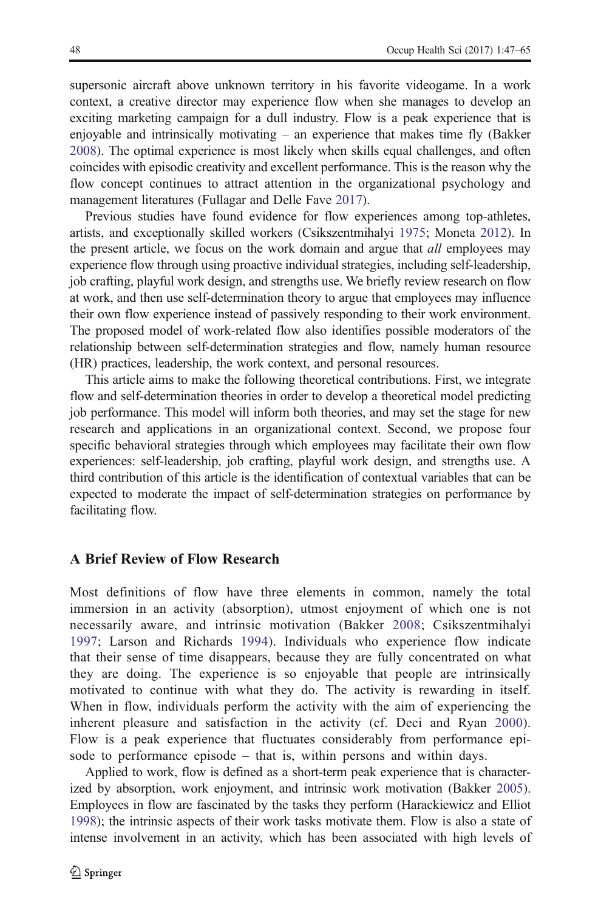supersonic aircraft above unknown territory in his favorite videogame. In a work context, a creative director may experience flow when she manages to develop an exciting marketing campaign for a dull industry. Flow is a peak experience that is enjoyable and intrinsically motivating – an experience that makes time fly (Bakker 2008). The optimal experience is most likely when skills equal challenges, and often coincides with episodic creativity and excellent performance. This is the reason why the flow concept continues to attract attention in the organizational psychology and management literatures (Fullagar and Delle Fave 2017).

Previous studies have found evidence for flow experiences among top-athletes, artists, and exceptionally skilled workers (Csikszentmihalyi 1975; Moneta 2012). In the present article, we focus on the work domain and argue that *all* employees may experience flow through using proactive individual strategies, including self-leadership, job crafting, playful work design, and strengths use. We briefly review research on flow at work, and then use self-determination theory to argue that employees may influence their own flow experience instead of passively responding to their work environment. The proposed model of work-related flow also identifies possible moderators of the relationship between self-determination strategies and flow, namely human resource (HR) practices, leadership, the work context, and personal resources.

This article aims to make the following theoretical contributions. First, we integrate flow and self-determination theories in order to develop a theoretical model predicting job performance. This model will inform both theories, and may set the stage for new research and applications in an organizational context. Second, we propose four specific behavioral strategies through which employees may facilitate their own flow experiences: self-leadership, job crafting, playful work design, and strengths use. A third contribution of this article is the identification of contextual variables that can be expected to moderate the impact of self-determination strategies on performance by facilitating flow.

## A Brief Review of Flow Research

Most definitions of flow have three elements in common, namely the total immersion in an activity (absorption), utmost enjoyment of which one is not necessarily aware, and intrinsic motivation (Bakker 2008; Csikszentmihalyi 1997; Larson and Richards 1994). Individuals who experience flow indicate that their sense of time disappears, because they are fully concentrated on what they are doing. The experience is so enjoyable that people are intrinsically motivated to continue with what they do. The activity is rewarding in itself. When in flow, individuals perform the activity with the aim of experiencing the inherent pleasure and satisfaction in the activity (cf. Deci and Ryan 2000). Flow is a peak experience that fluctuates considerably from performance episode to performance episode – that is, within persons and within days.

Applied to work, flow is defined as a short-term peak experience that is characterized by absorption, work enjoyment, and intrinsic work motivation (Bakker 2005). Employees in flow are fascinated by the tasks they perform (Harackiewicz and Elliot 1998); the intrinsic aspects of their work tasks motivate them. Flow is also a state of intense involvement in an activity, which has been associated with high levels of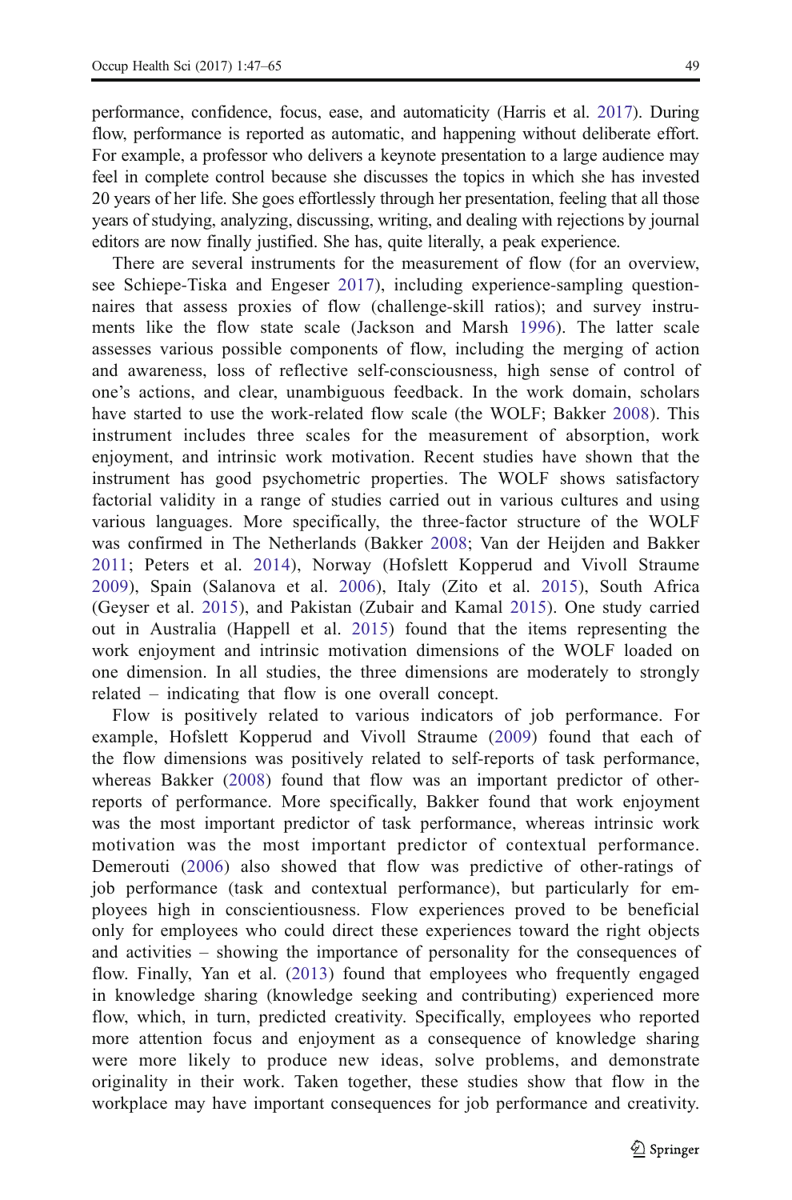performance, confidence, focus, ease, and automaticity (Harris et al. 2017). During flow, performance is reported as automatic, and happening without deliberate effort. For example, a professor who delivers a keynote presentation to a large audience may feel in complete control because she discusses the topics in which she has invested 20 years of her life. She goes effortlessly through her presentation, feeling that all those years of studying, analyzing, discussing, writing, and dealing with rejections by journal editors are now finally justified. She has, quite literally, a peak experience.

There are several instruments for the measurement of flow (for an overview, see Schiepe-Tiska and Engeser 2017), including experience-sampling questionnaires that assess proxies of flow (challenge-skill ratios); and survey instruments like the flow state scale (Jackson and Marsh 1996). The latter scale assesses various possible components of flow, including the merging of action and awareness, loss of reflective self-consciousness, high sense of control of one's actions, and clear, unambiguous feedback. In the work domain, scholars have started to use the work-related flow scale (the WOLF; Bakker 2008). This instrument includes three scales for the measurement of absorption, work enjoyment, and intrinsic work motivation. Recent studies have shown that the instrument has good psychometric properties. The WOLF shows satisfactory factorial validity in a range of studies carried out in various cultures and using various languages. More specifically, the three-factor structure of the WOLF was confirmed in The Netherlands (Bakker 2008; Van der Heijden and Bakker 2011; Peters et al. 2014), Norway (Hofslett Kopperud and Vivoll Straume 2009), Spain (Salanova et al. 2006), Italy (Zito et al. 2015), South Africa (Geyser et al. 2015), and Pakistan (Zubair and Kamal 2015). One study carried out in Australia (Happell et al. 2015) found that the items representing the work enjoyment and intrinsic motivation dimensions of the WOLF loaded on one dimension. In all studies, the three dimensions are moderately to strongly related – indicating that flow is one overall concept.

Flow is positively related to various indicators of job performance. For example, Hofslett Kopperud and Vivoll Straume (2009) found that each of the flow dimensions was positively related to self-reports of task performance, whereas Bakker (2008) found that flow was an important predictor of other-reports of performance. More specifically, Bakker found that work enjoyment was the most important predictor of task performance, whereas intrinsic work motivation was the most important predictor of contextual performance. Demerouti (2006) also showed that flow was predictive of other-ratings of job performance (task and contextual performance), but particularly for employees high in conscientiousness. Flow experiences proved to be beneficial only for employees who could direct these experiences toward the right objects and activities – showing the importance of personality for the consequences of flow. Finally, Yan et al. (2013) found that employees who frequently engaged in knowledge sharing (knowledge seeking and contributing) experienced more flow, which, in turn, predicted creativity. Specifically, employees who reported more attention focus and enjoyment as a consequence of knowledge sharing were more likely to produce new ideas, solve problems, and demonstrate originality in their work. Taken together, these studies show that flow in the workplace may have important consequences for job performance and creativity.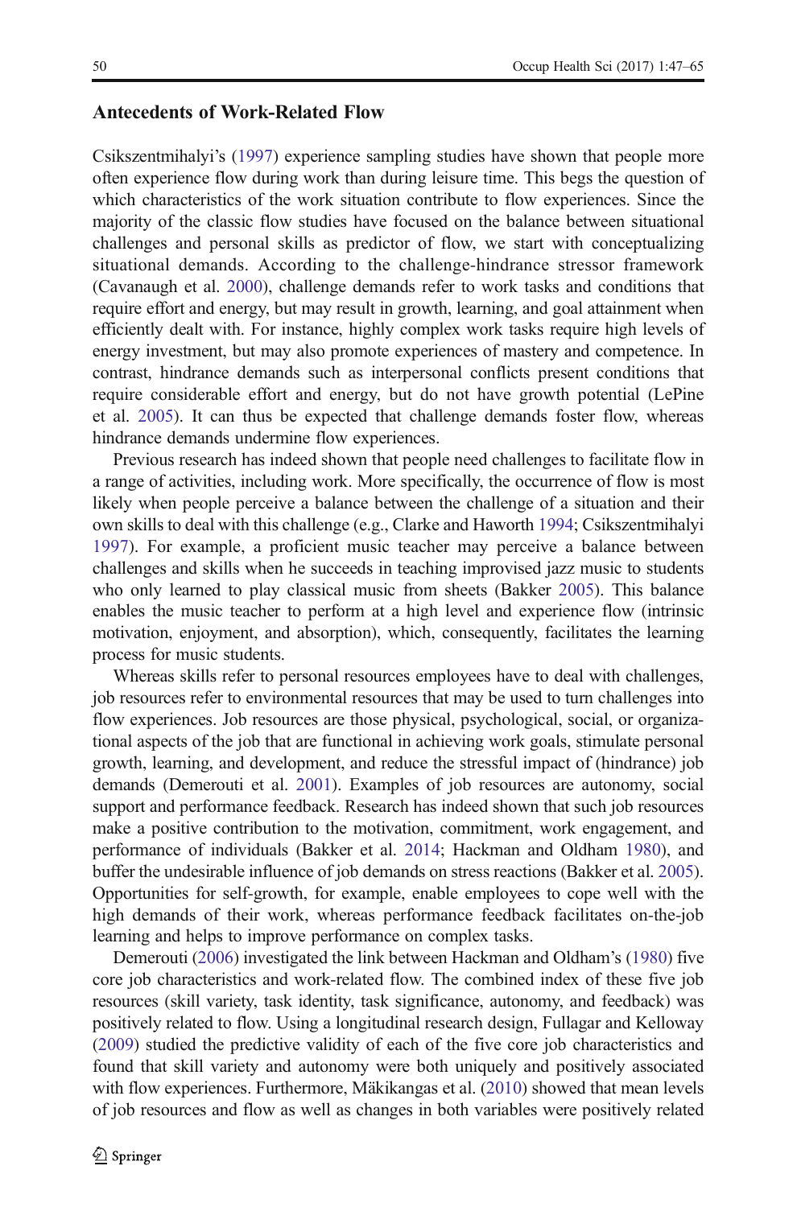## Antecedents of Work-Related Flow

Csikszentmihalyi's (1997) experience sampling studies have shown that people more often experience flow during work than during leisure time. This begs the question of which characteristics of the work situation contribute to flow experiences. Since the majority of the classic flow studies have focused on the balance between situational challenges and personal skills as predictor of flow, we start with conceptualizing situational demands. According to the challenge-hindrance stressor framework (Cavanaugh et al. 2000), challenge demands refer to work tasks and conditions that require effort and energy, but may result in growth, learning, and goal attainment when efficiently dealt with. For instance, highly complex work tasks require high levels of energy investment, but may also promote experiences of mastery and competence. In contrast, hindrance demands such as interpersonal conflicts present conditions that require considerable effort and energy, but do not have growth potential (LePine et al. 2005). It can thus be expected that challenge demands foster flow, whereas hindrance demands undermine flow experiences.

Previous research has indeed shown that people need challenges to facilitate flow in a range of activities, including work. More specifically, the occurrence of flow is most likely when people perceive a balance between the challenge of a situation and their own skills to deal with this challenge (e.g., Clarke and Haworth 1994; Csikszentmihalyi 1997). For example, a proficient music teacher may perceive a balance between challenges and skills when he succeeds in teaching improvised jazz music to students who only learned to play classical music from sheets (Bakker 2005). This balance enables the music teacher to perform at a high level and experience flow (intrinsic motivation, enjoyment, and absorption), which, consequently, facilitates the learning process for music students.

Whereas skills refer to personal resources employees have to deal with challenges, job resources refer to environmental resources that may be used to turn challenges into flow experiences. Job resources are those physical, psychological, social, or organizational aspects of the job that are functional in achieving work goals, stimulate personal growth, learning, and development, and reduce the stressful impact of (hindrance) job demands (Demerouti et al. 2001). Examples of job resources are autonomy, social support and performance feedback. Research has indeed shown that such job resources make a positive contribution to the motivation, commitment, work engagement, and performance of individuals (Bakker et al. 2014; Hackman and Oldham 1980), and buffer the undesirable influence of job demands on stress reactions (Bakker et al. 2005). Opportunities for self-growth, for example, enable employees to cope well with the high demands of their work, whereas performance feedback facilitates on-the-job learning and helps to improve performance on complex tasks.

Demerouti (2006) investigated the link between Hackman and Oldham's (1980) five core job characteristics and work-related flow. The combined index of these five job resources (skill variety, task identity, task significance, autonomy, and feedback) was positively related to flow. Using a longitudinal research design, Fullagar and Kelloway (2009) studied the predictive validity of each of the five core job characteristics and found that skill variety and autonomy were both uniquely and positively associated with flow experiences. Furthermore, Mäkikangas et al. (2010) showed that mean levels of job resources and flow as well as changes in both variables were positively related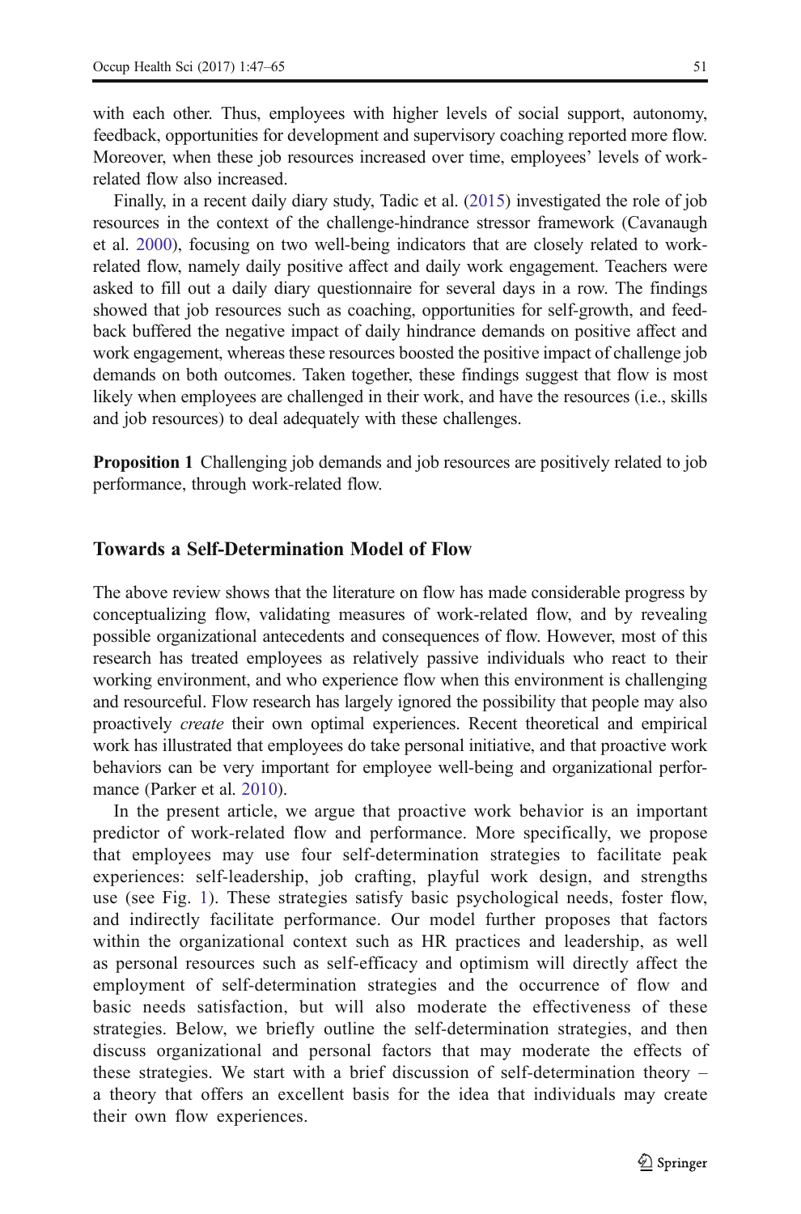with each other. Thus, employees with higher levels of social support, autonomy, feedback, opportunities for development and supervisory coaching reported more flow. Moreover, when these job resources increased over time, employees' levels of work-related flow also increased.

Finally, in a recent daily diary study, Tadic et al. (2015) investigated the role of job resources in the context of the challenge-hindrance stressor framework (Cavanaugh et al. 2000), focusing on two well-being indicators that are closely related to work-related flow, namely daily positive affect and daily work engagement. Teachers were asked to fill out a daily diary questionnaire for several days in a row. The findings showed that job resources such as coaching, opportunities for self-growth, and feedback buffered the negative impact of daily hindrance demands on positive affect and work engagement, whereas these resources boosted the positive impact of challenge job demands on both outcomes. Taken together, these findings suggest that flow is most likely when employees are challenged in their work, and have the resources (i.e., skills and job resources) to deal adequately with these challenges.

**Proposition 1** Challenging job demands and job resources are positively related to job performance, through work-related flow.

## Towards a Self-Determination Model of Flow

The above review shows that the literature on flow has made considerable progress by conceptualizing flow, validating measures of work-related flow, and by revealing possible organizational antecedents and consequences of flow. However, most of this research has treated employees as relatively passive individuals who react to their working environment, and who experience flow when this environment is challenging and resourceful. Flow research has largely ignored the possibility that people may also proactively *create* their own optimal experiences. Recent theoretical and empirical work has illustrated that employees do take personal initiative, and that proactive work behaviors can be very important for employee well-being and organizational performance (Parker et al. 2010).

In the present article, we argue that proactive work behavior is an important predictor of work-related flow and performance. More specifically, we propose that employees may use four self-determination strategies to facilitate peak experiences: self-leadership, job crafting, playful work design, and strengths use (see Fig. 1). These strategies satisfy basic psychological needs, foster flow, and indirectly facilitate performance. Our model further proposes that factors within the organizational context such as HR practices and leadership, as well as personal resources such as self-efficacy and optimism will directly affect the employment of self-determination strategies and the occurrence of flow and basic needs satisfaction, but will also moderate the effectiveness of these strategies. Below, we briefly outline the self-determination strategies, and then discuss organizational and personal factors that may moderate the effects of these strategies. We start with a brief discussion of self-determination theory – a theory that offers an excellent basis for the idea that individuals may create their own flow experiences.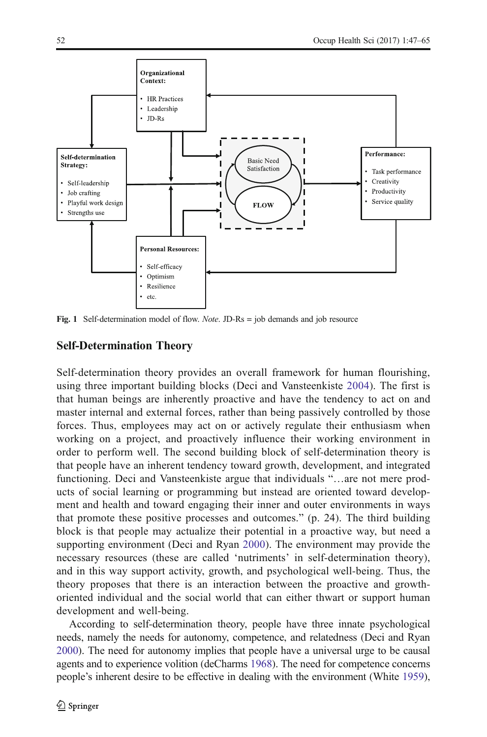Organizational Context:

- HR Practices
- Leadership
- JD-Rs

Self-determination Strategy:

- Self-leadership
- Job crafting
- Playful work design
- Strengths use

Basic Need Satisfaction

FLOW

Performance:

- Task performance
- Creativity
- Productivity
- Service quality

Personal Resources:

- Self-efficacy
- Optimism
- Resilience
- etc.

**Fig. 1** Self-determination model of flow. *Note*. JD-Rs = job demands and job resource

## Self-Determination Theory

Self-determination theory provides an overall framework for human flourishing, using three important building blocks (Deci and Vansteenkiste 2004). The first is that human beings are inherently proactive and have the tendency to act on and master internal and external forces, rather than being passively controlled by those forces. Thus, employees may act on or actively regulate their enthusiasm when working on a project, and proactively influence their working environment in order to perform well. The second building block of self-determination theory is that people have an inherent tendency toward growth, development, and integrated functioning. Deci and Vansteenkiste argue that individuals "…are not mere products of social learning or programming but instead are oriented toward development and health and toward engaging their inner and outer environments in ways that promote these positive processes and outcomes." (p. 24). The third building block is that people may actualize their potential in a proactive way, but need a supporting environment (Deci and Ryan 2000). The environment may provide the necessary resources (these are called 'nutriments' in self-determination theory), and in this way support activity, growth, and psychological well-being. Thus, the theory proposes that there is an interaction between the proactive and growth-oriented individual and the social world that can either thwart or support human development and well-being.

According to self-determination theory, people have three innate psychological needs, namely the needs for autonomy, competence, and relatedness (Deci and Ryan 2000). The need for autonomy implies that people have a universal urge to be causal agents and to experience volition (deCharms 1968). The need for competence concerns people's inherent desire to be effective in dealing with the environment (White 1959),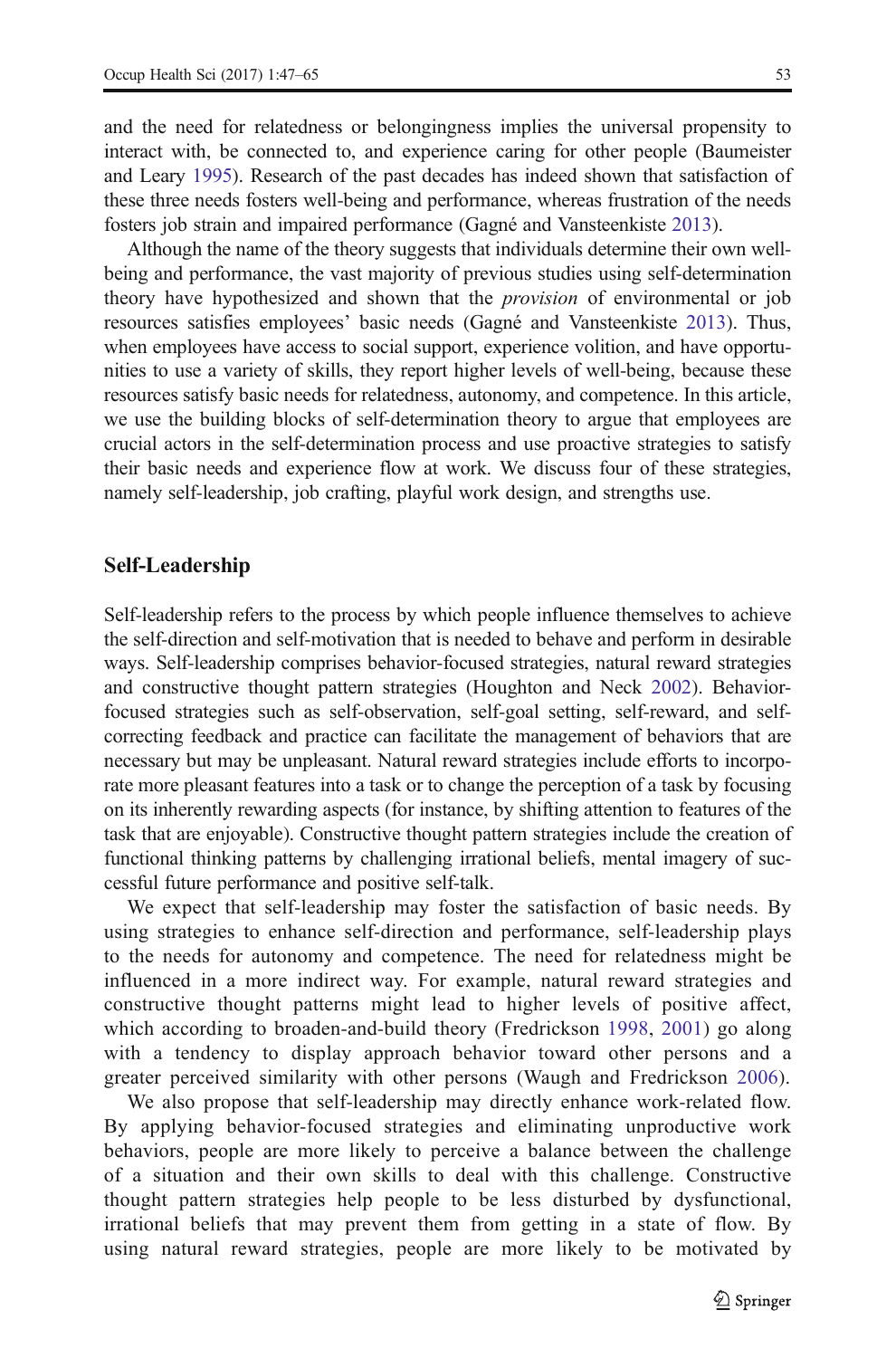and the need for relatedness or belongingness implies the universal propensity to interact with, be connected to, and experience caring for other people (Baumeister and Leary 1995). Research of the past decades has indeed shown that satisfaction of these three needs fosters well-being and performance, whereas frustration of the needs fosters job strain and impaired performance (Gagné and Vansteenkiste 2013).

Although the name of the theory suggests that individuals determine their own well-being and performance, the vast majority of previous studies using self-determination theory have hypothesized and shown that the *provision* of environmental or job resources satisfies employees' basic needs (Gagné and Vansteenkiste 2013). Thus, when employees have access to social support, experience volition, and have opportunities to use a variety of skills, they report higher levels of well-being, because these resources satisfy basic needs for relatedness, autonomy, and competence. In this article, we use the building blocks of self-determination theory to argue that employees are crucial actors in the self-determination process and use proactive strategies to satisfy their basic needs and experience flow at work. We discuss four of these strategies, namely self-leadership, job crafting, playful work design, and strengths use.

## Self-Leadership

Self-leadership refers to the process by which people influence themselves to achieve the self-direction and self-motivation that is needed to behave and perform in desirable ways. Self-leadership comprises behavior-focused strategies, natural reward strategies and constructive thought pattern strategies (Houghton and Neck 2002). Behavior-focused strategies such as self-observation, self-goal setting, self-reward, and self-correcting feedback and practice can facilitate the management of behaviors that are necessary but may be unpleasant. Natural reward strategies include efforts to incorporate more pleasant features into a task or to change the perception of a task by focusing on its inherently rewarding aspects (for instance, by shifting attention to features of the task that are enjoyable). Constructive thought pattern strategies include the creation of functional thinking patterns by challenging irrational beliefs, mental imagery of successful future performance and positive self-talk.

We expect that self-leadership may foster the satisfaction of basic needs. By using strategies to enhance self-direction and performance, self-leadership plays to the needs for autonomy and competence. The need for relatedness might be influenced in a more indirect way. For example, natural reward strategies and constructive thought patterns might lead to higher levels of positive affect, which according to broaden-and-build theory (Fredrickson 1998, 2001) go along with a tendency to display approach behavior toward other persons and a greater perceived similarity with other persons (Waugh and Fredrickson 2006).

We also propose that self-leadership may directly enhance work-related flow. By applying behavior-focused strategies and eliminating unproductive work behaviors, people are more likely to perceive a balance between the challenge of a situation and their own skills to deal with this challenge. Constructive thought pattern strategies help people to be less disturbed by dysfunctional, irrational beliefs that may prevent them from getting in a state of flow. By using natural reward strategies, people are more likely to be motivated by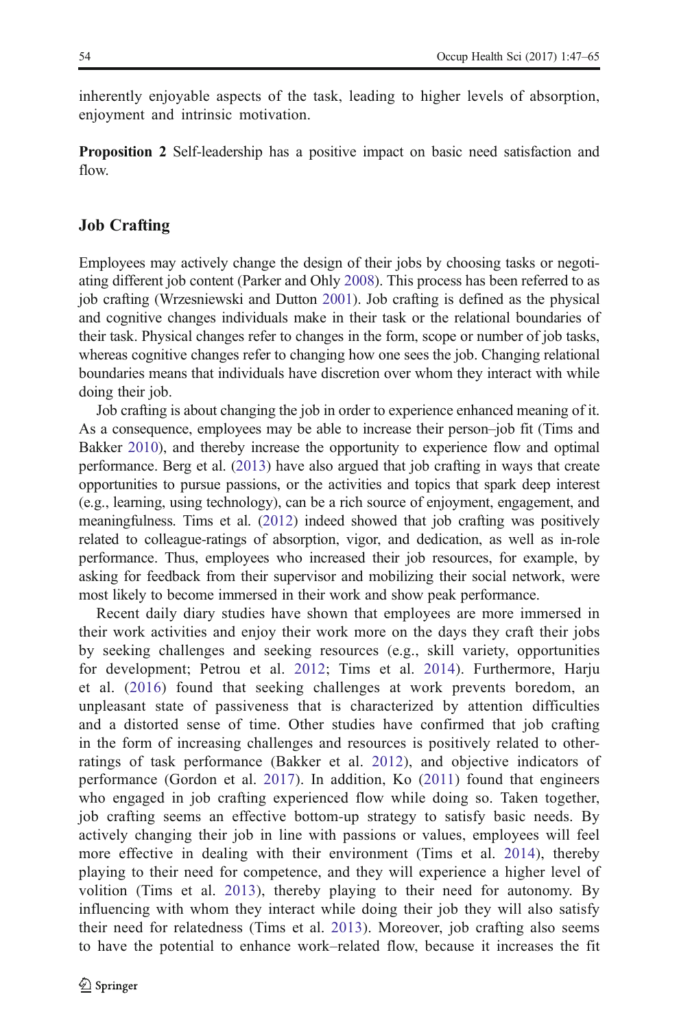inherently enjoyable aspects of the task, leading to higher levels of absorption, enjoyment and intrinsic motivation.

**Proposition 2** Self-leadership has a positive impact on basic need satisfaction and flow.

## Job Crafting

Employees may actively change the design of their jobs by choosing tasks or negotiating different job content (Parker and Ohly 2008). This process has been referred to as job crafting (Wrzesniewski and Dutton 2001). Job crafting is defined as the physical and cognitive changes individuals make in their task or the relational boundaries of their task. Physical changes refer to changes in the form, scope or number of job tasks, whereas cognitive changes refer to changing how one sees the job. Changing relational boundaries means that individuals have discretion over whom they interact with while doing their job.

Job crafting is about changing the job in order to experience enhanced meaning of it. As a consequence, employees may be able to increase their person–job fit (Tims and Bakker 2010), and thereby increase the opportunity to experience flow and optimal performance. Berg et al. (2013) have also argued that job crafting in ways that create opportunities to pursue passions, or the activities and topics that spark deep interest (e.g., learning, using technology), can be a rich source of enjoyment, engagement, and meaningfulness. Tims et al. (2012) indeed showed that job crafting was positively related to colleague-ratings of absorption, vigor, and dedication, as well as in-role performance. Thus, employees who increased their job resources, for example, by asking for feedback from their supervisor and mobilizing their social network, were most likely to become immersed in their work and show peak performance.

Recent daily diary studies have shown that employees are more immersed in their work activities and enjoy their work more on the days they craft their jobs by seeking challenges and seeking resources (e.g., skill variety, opportunities for development; Petrou et al. 2012; Tims et al. 2014). Furthermore, Harju et al. (2016) found that seeking challenges at work prevents boredom, an unpleasant state of passiveness that is characterized by attention difficulties and a distorted sense of time. Other studies have confirmed that job crafting in the form of increasing challenges and resources is positively related to other-ratings of task performance (Bakker et al. 2012), and objective indicators of performance (Gordon et al. 2017). In addition, Ko (2011) found that engineers who engaged in job crafting experienced flow while doing so. Taken together, job crafting seems an effective bottom-up strategy to satisfy basic needs. By actively changing their job in line with passions or values, employees will feel more effective in dealing with their environment (Tims et al. 2014), thereby playing to their need for competence, and they will experience a higher level of volition (Tims et al. 2013), thereby playing to their need for autonomy. By influencing with whom they interact while doing their job they will also satisfy their need for relatedness (Tims et al. 2013). Moreover, job crafting also seems to have the potential to enhance work–related flow, because it increases the fit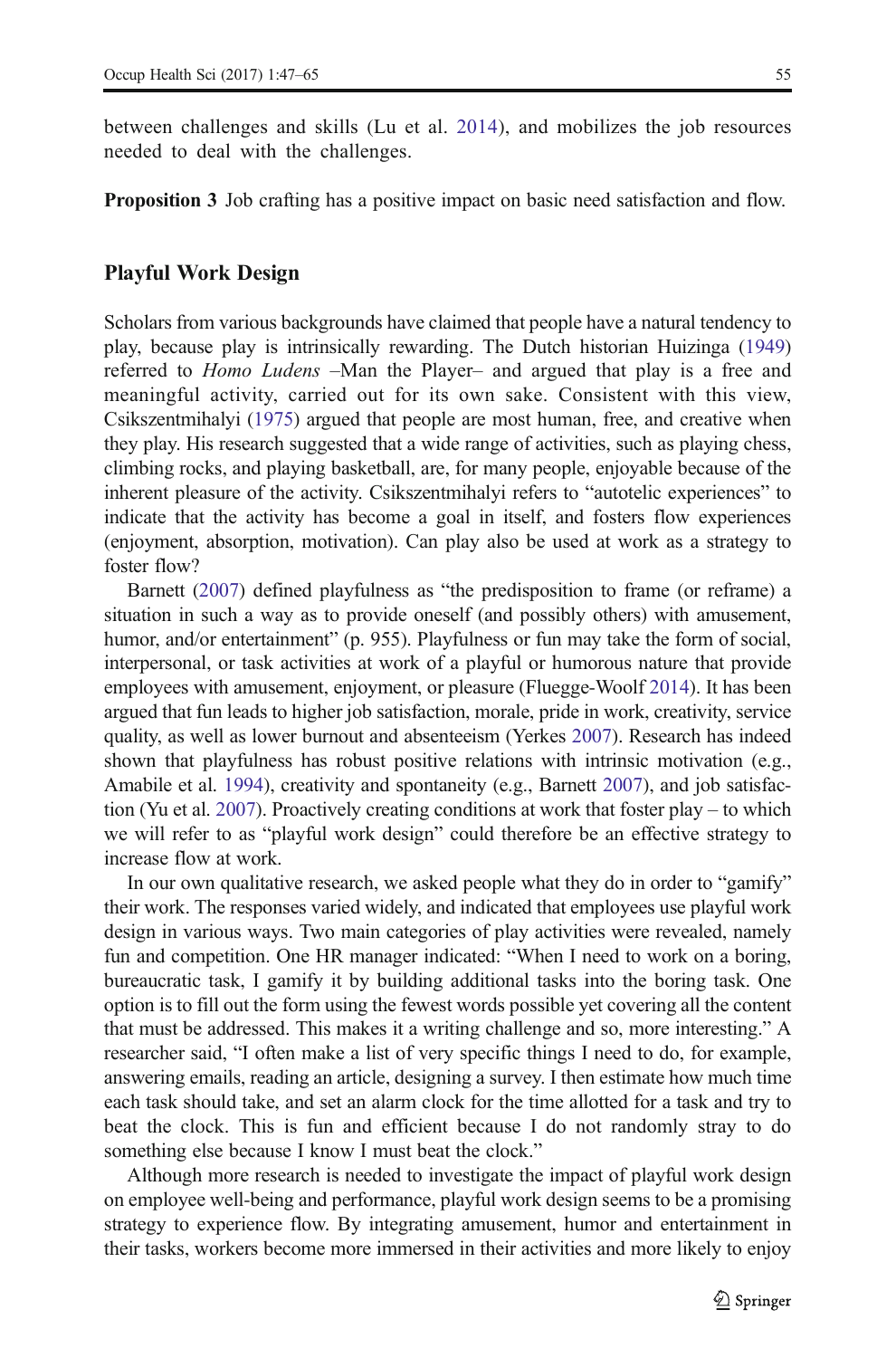between challenges and skills (Lu et al. 2014), and mobilizes the job resources needed to deal with the challenges.

**Proposition 3** Job crafting has a positive impact on basic need satisfaction and flow.

## Playful Work Design

Scholars from various backgrounds have claimed that people have a natural tendency to play, because play is intrinsically rewarding. The Dutch historian Huizinga (1949) referred to *Homo Ludens* –Man the Player– and argued that play is a free and meaningful activity, carried out for its own sake. Consistent with this view, Csikszentmihalyi (1975) argued that people are most human, free, and creative when they play. His research suggested that a wide range of activities, such as playing chess, climbing rocks, and playing basketball, are, for many people, enjoyable because of the inherent pleasure of the activity. Csikszentmihalyi refers to "autotelic experiences" to indicate that the activity has become a goal in itself, and fosters flow experiences (enjoyment, absorption, motivation). Can play also be used at work as a strategy to foster flow?

Barnett (2007) defined playfulness as "the predisposition to frame (or reframe) a situation in such a way as to provide oneself (and possibly others) with amusement, humor, and/or entertainment" (p. 955). Playfulness or fun may take the form of social, interpersonal, or task activities at work of a playful or humorous nature that provide employees with amusement, enjoyment, or pleasure (Fluegge-Woolf 2014). It has been argued that fun leads to higher job satisfaction, morale, pride in work, creativity, service quality, as well as lower burnout and absenteeism (Yerkes 2007). Research has indeed shown that playfulness has robust positive relations with intrinsic motivation (e.g., Amabile et al. 1994), creativity and spontaneity (e.g., Barnett 2007), and job satisfaction (Yu et al. 2007). Proactively creating conditions at work that foster play – to which we will refer to as "playful work design" could therefore be an effective strategy to increase flow at work.

In our own qualitative research, we asked people what they do in order to "gamify" their work. The responses varied widely, and indicated that employees use playful work design in various ways. Two main categories of play activities were revealed, namely fun and competition. One HR manager indicated: "When I need to work on a boring, bureaucratic task, I gamify it by building additional tasks into the boring task. One option is to fill out the form using the fewest words possible yet covering all the content that must be addressed. This makes it a writing challenge and so, more interesting." A researcher said, "I often make a list of very specific things I need to do, for example, answering emails, reading an article, designing a survey. I then estimate how much time each task should take, and set an alarm clock for the time allotted for a task and try to beat the clock. This is fun and efficient because I do not randomly stray to do something else because I know I must beat the clock."

Although more research is needed to investigate the impact of playful work design on employee well-being and performance, playful work design seems to be a promising strategy to experience flow. By integrating amusement, humor and entertainment in their tasks, workers become more immersed in their activities and more likely to enjoy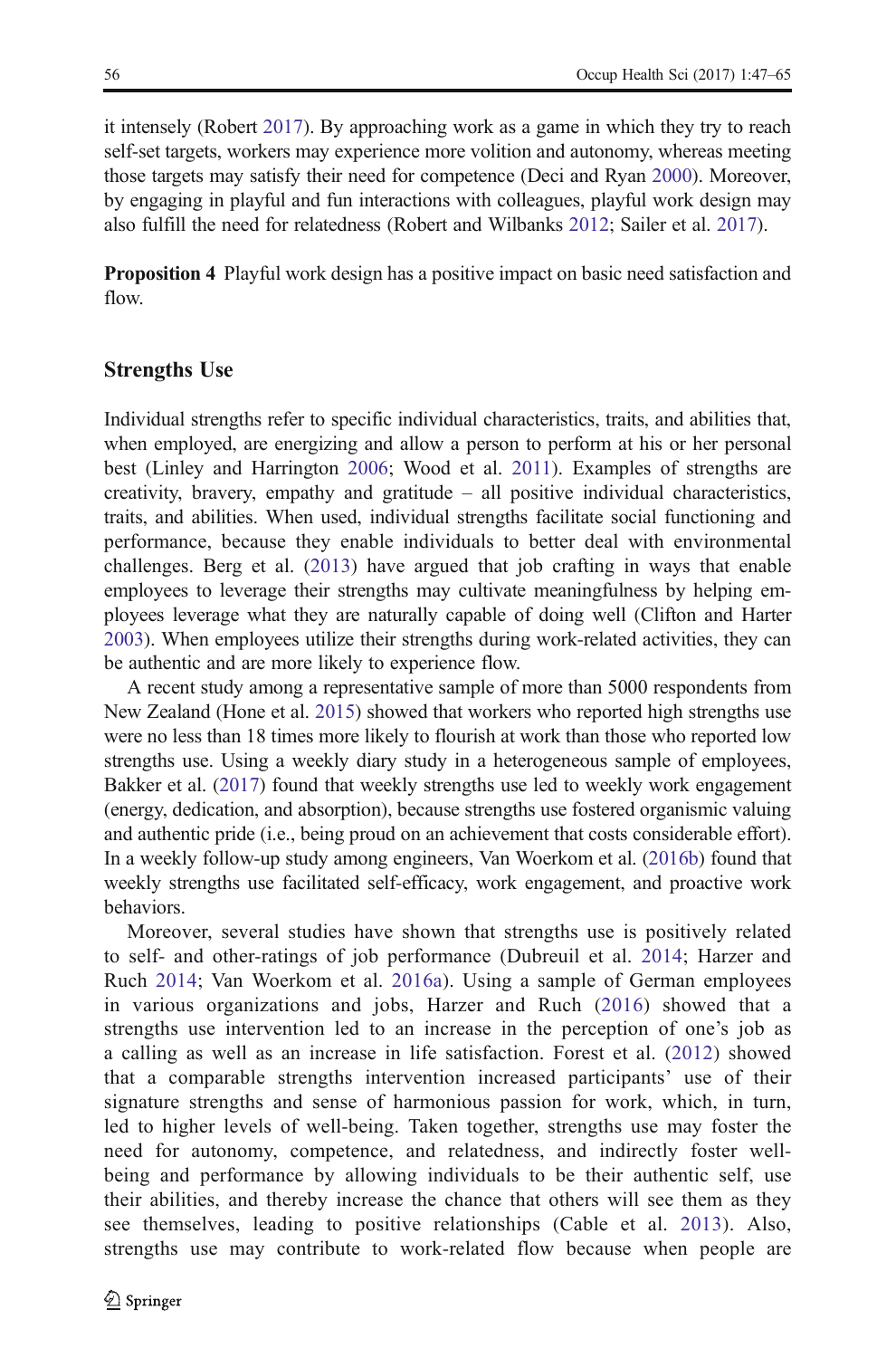it intensely (Robert 2017). By approaching work as a game in which they try to reach self-set targets, workers may experience more volition and autonomy, whereas meeting those targets may satisfy their need for competence (Deci and Ryan 2000). Moreover, by engaging in playful and fun interactions with colleagues, playful work design may also fulfill the need for relatedness (Robert and Wilbanks 2012; Sailer et al. 2017).

**Proposition 4** Playful work design has a positive impact on basic need satisfaction and flow.

## Strengths Use

Individual strengths refer to specific individual characteristics, traits, and abilities that, when employed, are energizing and allow a person to perform at his or her personal best (Linley and Harrington 2006; Wood et al. 2011). Examples of strengths are creativity, bravery, empathy and gratitude – all positive individual characteristics, traits, and abilities. When used, individual strengths facilitate social functioning and performance, because they enable individuals to better deal with environmental challenges. Berg et al. (2013) have argued that job crafting in ways that enable employees to leverage their strengths may cultivate meaningfulness by helping employees leverage what they are naturally capable of doing well (Clifton and Harter 2003). When employees utilize their strengths during work-related activities, they can be authentic and are more likely to experience flow.

A recent study among a representative sample of more than 5000 respondents from New Zealand (Hone et al. 2015) showed that workers who reported high strengths use were no less than 18 times more likely to flourish at work than those who reported low strengths use. Using a weekly diary study in a heterogeneous sample of employees, Bakker et al. (2017) found that weekly strengths use led to weekly work engagement (energy, dedication, and absorption), because strengths use fostered organismic valuing and authentic pride (i.e., being proud on an achievement that costs considerable effort). In a weekly follow-up study among engineers, Van Woerkom et al. (2016b) found that weekly strengths use facilitated self-efficacy, work engagement, and proactive work behaviors.

Moreover, several studies have shown that strengths use is positively related to self- and other-ratings of job performance (Dubreuil et al. 2014; Harzer and Ruch 2014; Van Woerkom et al. 2016a). Using a sample of German employees in various organizations and jobs, Harzer and Ruch (2016) showed that a strengths use intervention led to an increase in the perception of one's job as a calling as well as an increase in life satisfaction. Forest et al. (2012) showed that a comparable strengths intervention increased participants' use of their signature strengths and sense of harmonious passion for work, which, in turn, led to higher levels of well-being. Taken together, strengths use may foster the need for autonomy, competence, and relatedness, and indirectly foster well-being and performance by allowing individuals to be their authentic self, use their abilities, and thereby increase the chance that others will see them as they see themselves, leading to positive relationships (Cable et al. 2013). Also, strengths use may contribute to work-related flow because when people are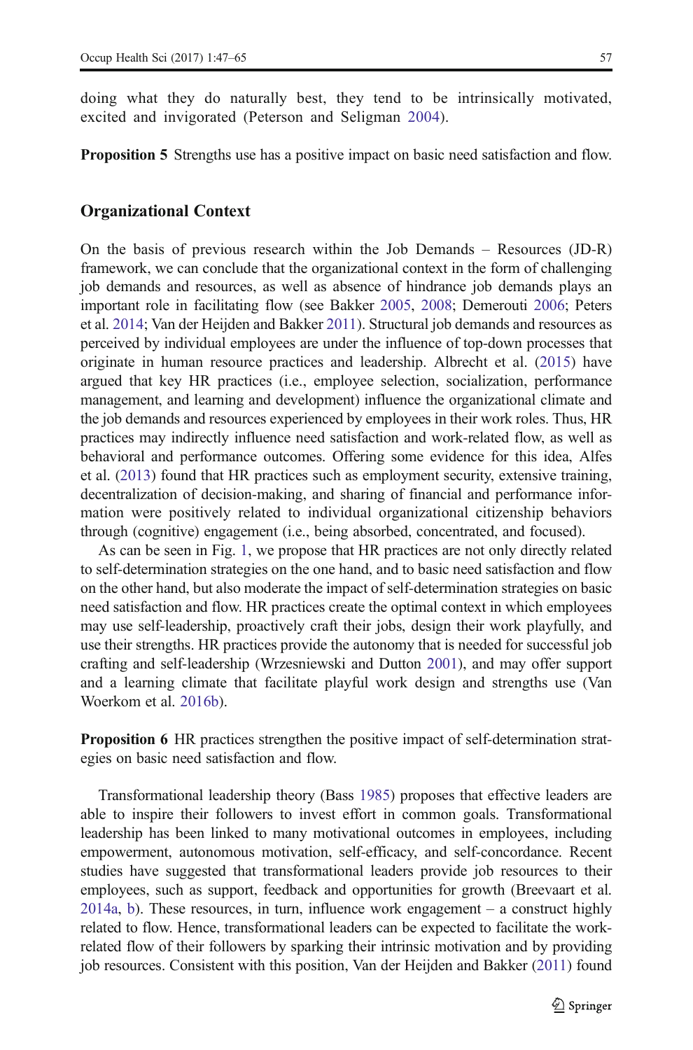doing what they do naturally best, they tend to be intrinsically motivated, excited and invigorated (Peterson and Seligman 2004).

**Proposition 5** Strengths use has a positive impact on basic need satisfaction and flow.

## Organizational Context

On the basis of previous research within the Job Demands – Resources (JD-R) framework, we can conclude that the organizational context in the form of challenging job demands and resources, as well as absence of hindrance job demands plays an important role in facilitating flow (see Bakker 2005, 2008; Demerouti 2006; Peters et al. 2014; Van der Heijden and Bakker 2011). Structural job demands and resources as perceived by individual employees are under the influence of top-down processes that originate in human resource practices and leadership. Albrecht et al. (2015) have argued that key HR practices (i.e., employee selection, socialization, performance management, and learning and development) influence the organizational climate and the job demands and resources experienced by employees in their work roles. Thus, HR practices may indirectly influence need satisfaction and work-related flow, as well as behavioral and performance outcomes. Offering some evidence for this idea, Alfes et al. (2013) found that HR practices such as employment security, extensive training, decentralization of decision-making, and sharing of financial and performance information were positively related to individual organizational citizenship behaviors through (cognitive) engagement (i.e., being absorbed, concentrated, and focused).

As can be seen in Fig. 1, we propose that HR practices are not only directly related to self-determination strategies on the one hand, and to basic need satisfaction and flow on the other hand, but also moderate the impact of self-determination strategies on basic need satisfaction and flow. HR practices create the optimal context in which employees may use self-leadership, proactively craft their jobs, design their work playfully, and use their strengths. HR practices provide the autonomy that is needed for successful job crafting and self-leadership (Wrzesniewski and Dutton 2001), and may offer support and a learning climate that facilitate playful work design and strengths use (Van Woerkom et al. 2016b).

**Proposition 6** HR practices strengthen the positive impact of self-determination strategies on basic need satisfaction and flow.

Transformational leadership theory (Bass 1985) proposes that effective leaders are able to inspire their followers to invest effort in common goals. Transformational leadership has been linked to many motivational outcomes in employees, including empowerment, autonomous motivation, self-efficacy, and self-concordance. Recent studies have suggested that transformational leaders provide job resources to their employees, such as support, feedback and opportunities for growth (Breevaart et al. 2014a, b). These resources, in turn, influence work engagement – a construct highly related to flow. Hence, transformational leaders can be expected to facilitate the work-related flow of their followers by sparking their intrinsic motivation and by providing job resources. Consistent with this position, Van der Heijden and Bakker (2011) found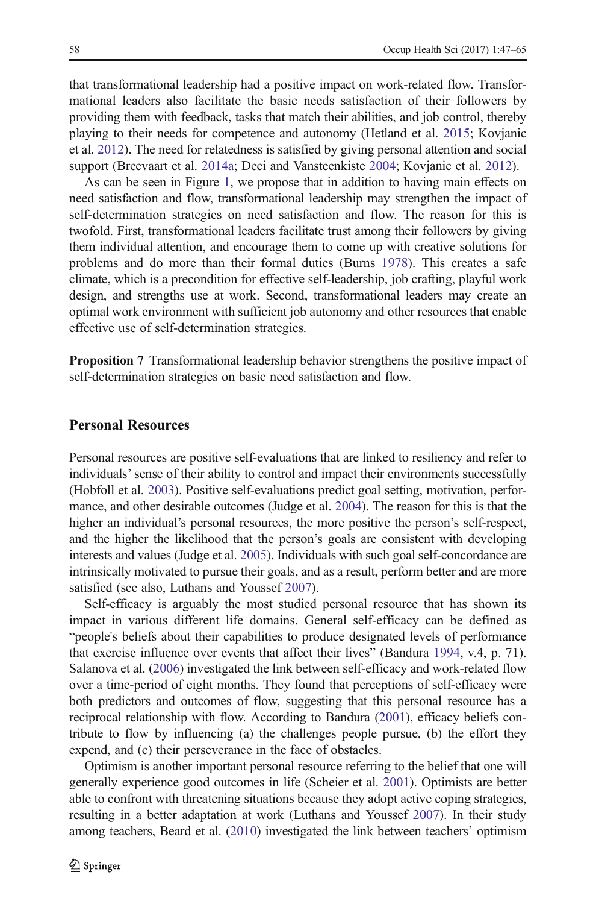that transformational leadership had a positive impact on work-related flow. Transformational leaders also facilitate the basic needs satisfaction of their followers by providing them with feedback, tasks that match their abilities, and job control, thereby playing to their needs for competence and autonomy (Hetland et al. 2015; Kovjanic et al. 2012). The need for relatedness is satisfied by giving personal attention and social support (Breevaart et al. 2014a; Deci and Vansteenkiste 2004; Kovjanic et al. 2012).

As can be seen in Figure 1, we propose that in addition to having main effects on need satisfaction and flow, transformational leadership may strengthen the impact of self-determination strategies on need satisfaction and flow. The reason for this is twofold. First, transformational leaders facilitate trust among their followers by giving them individual attention, and encourage them to come up with creative solutions for problems and do more than their formal duties (Burns 1978). This creates a safe climate, which is a precondition for effective self-leadership, job crafting, playful work design, and strengths use at work. Second, transformational leaders may create an optimal work environment with sufficient job autonomy and other resources that enable effective use of self-determination strategies.

**Proposition 7** Transformational leadership behavior strengthens the positive impact of self-determination strategies on basic need satisfaction and flow.

## Personal Resources

Personal resources are positive self-evaluations that are linked to resiliency and refer to individuals' sense of their ability to control and impact their environments successfully (Hobfoll et al. 2003). Positive self-evaluations predict goal setting, motivation, performance, and other desirable outcomes (Judge et al. 2004). The reason for this is that the higher an individual's personal resources, the more positive the person's self-respect, and the higher the likelihood that the person's goals are consistent with developing interests and values (Judge et al. 2005). Individuals with such goal self-concordance are intrinsically motivated to pursue their goals, and as a result, perform better and are more satisfied (see also, Luthans and Youssef 2007).

Self-efficacy is arguably the most studied personal resource that has shown its impact in various different life domains. General self-efficacy can be defined as "people's beliefs about their capabilities to produce designated levels of performance that exercise influence over events that affect their lives" (Bandura 1994, v.4, p. 71). Salanova et al. (2006) investigated the link between self-efficacy and work-related flow over a time-period of eight months. They found that perceptions of self-efficacy were both predictors and outcomes of flow, suggesting that this personal resource has a reciprocal relationship with flow. According to Bandura (2001), efficacy beliefs contribute to flow by influencing (a) the challenges people pursue, (b) the effort they expend, and (c) their perseverance in the face of obstacles.

Optimism is another important personal resource referring to the belief that one will generally experience good outcomes in life (Scheier et al. 2001). Optimists are better able to confront with threatening situations because they adopt active coping strategies, resulting in a better adaptation at work (Luthans and Youssef 2007). In their study among teachers, Beard et al. (2010) investigated the link between teachers' optimism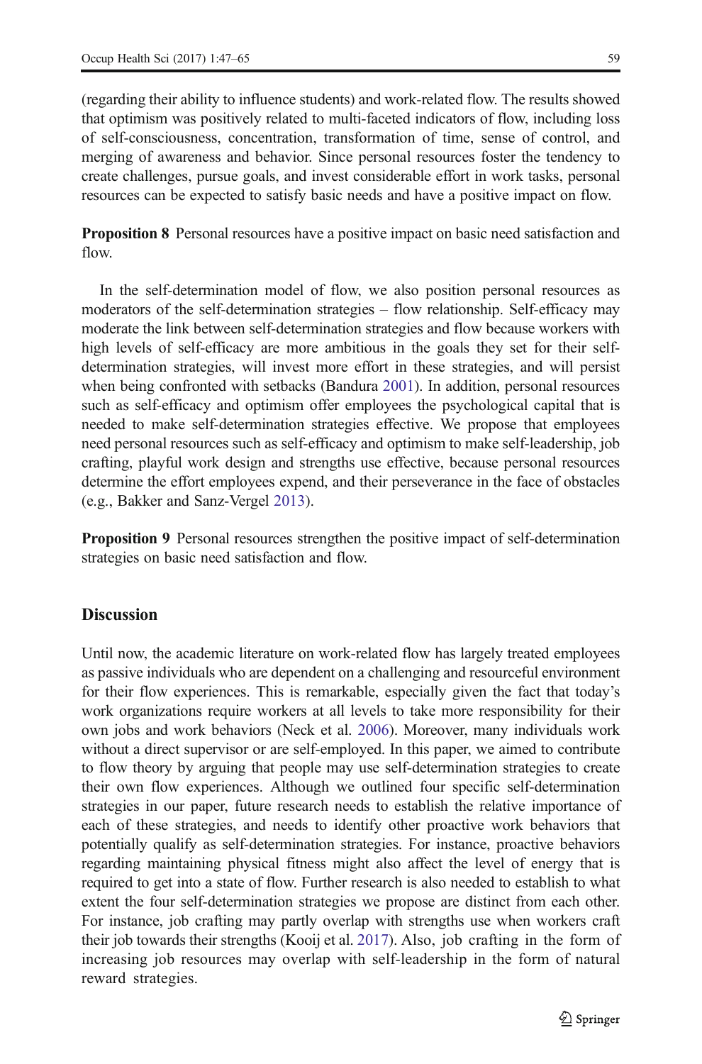(regarding their ability to influence students) and work-related flow. The results showed that optimism was positively related to multi-faceted indicators of flow, including loss of self-consciousness, concentration, transformation of time, sense of control, and merging of awareness and behavior. Since personal resources foster the tendency to create challenges, pursue goals, and invest considerable effort in work tasks, personal resources can be expected to satisfy basic needs and have a positive impact on flow.

**Proposition 8** Personal resources have a positive impact on basic need satisfaction and flow.

In the self-determination model of flow, we also position personal resources as moderators of the self-determination strategies – flow relationship. Self-efficacy may moderate the link between self-determination strategies and flow because workers with high levels of self-efficacy are more ambitious in the goals they set for their self-determination strategies, will invest more effort in these strategies, and will persist when being confronted with setbacks (Bandura 2001). In addition, personal resources such as self-efficacy and optimism offer employees the psychological capital that is needed to make self-determination strategies effective. We propose that employees need personal resources such as self-efficacy and optimism to make self-leadership, job crafting, playful work design and strengths use effective, because personal resources determine the effort employees expend, and their perseverance in the face of obstacles (e.g., Bakker and Sanz-Vergel 2013).

**Proposition 9** Personal resources strengthen the positive impact of self-determination strategies on basic need satisfaction and flow.

## Discussion

Until now, the academic literature on work-related flow has largely treated employees as passive individuals who are dependent on a challenging and resourceful environment for their flow experiences. This is remarkable, especially given the fact that today's work organizations require workers at all levels to take more responsibility for their own jobs and work behaviors (Neck et al. 2006). Moreover, many individuals work without a direct supervisor or are self-employed. In this paper, we aimed to contribute to flow theory by arguing that people may use self-determination strategies to create their own flow experiences. Although we outlined four specific self-determination strategies in our paper, future research needs to establish the relative importance of each of these strategies, and needs to identify other proactive work behaviors that potentially qualify as self-determination strategies. For instance, proactive behaviors regarding maintaining physical fitness might also affect the level of energy that is required to get into a state of flow. Further research is also needed to establish to what extent the four self-determination strategies we propose are distinct from each other. For instance, job crafting may partly overlap with strengths use when workers craft their job towards their strengths (Kooij et al. 2017). Also, job crafting in the form of increasing job resources may overlap with self-leadership in the form of natural reward strategies.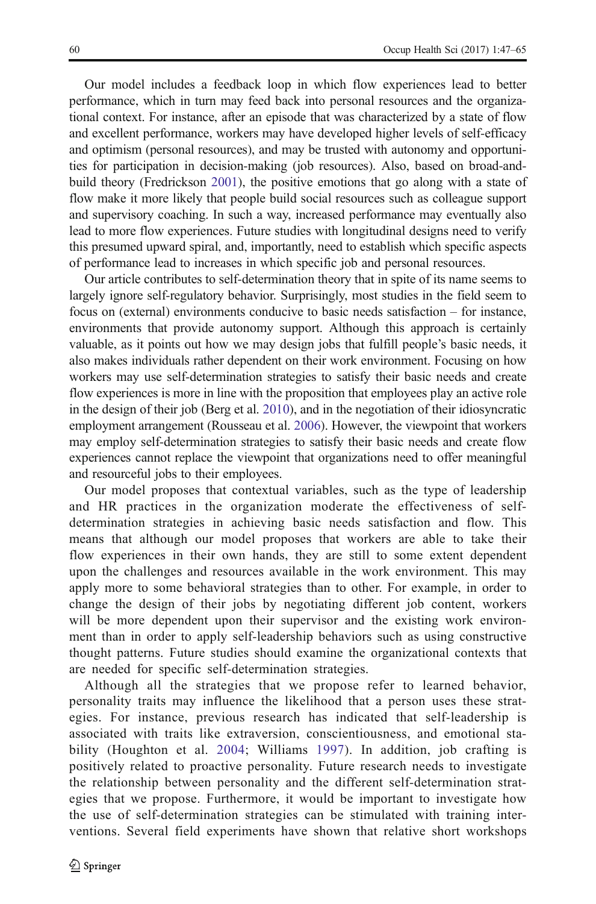Our model includes a feedback loop in which flow experiences lead to better performance, which in turn may feed back into personal resources and the organizational context. For instance, after an episode that was characterized by a state of flow and excellent performance, workers may have developed higher levels of self-efficacy and optimism (personal resources), and may be trusted with autonomy and opportunities for participation in decision-making (job resources). Also, based on broad-and-build theory (Fredrickson 2001), the positive emotions that go along with a state of flow make it more likely that people build social resources such as colleague support and supervisory coaching. In such a way, increased performance may eventually also lead to more flow experiences. Future studies with longitudinal designs need to verify this presumed upward spiral, and, importantly, need to establish which specific aspects of performance lead to increases in which specific job and personal resources.

Our article contributes to self-determination theory that in spite of its name seems to largely ignore self-regulatory behavior. Surprisingly, most studies in the field seem to focus on (external) environments conducive to basic needs satisfaction – for instance, environments that provide autonomy support. Although this approach is certainly valuable, as it points out how we may design jobs that fulfill people's basic needs, it also makes individuals rather dependent on their work environment. Focusing on how workers may use self-determination strategies to satisfy their basic needs and create flow experiences is more in line with the proposition that employees play an active role in the design of their job (Berg et al. 2010), and in the negotiation of their idiosyncratic employment arrangement (Rousseau et al. 2006). However, the viewpoint that workers may employ self-determination strategies to satisfy their basic needs and create flow experiences cannot replace the viewpoint that organizations need to offer meaningful and resourceful jobs to their employees.

Our model proposes that contextual variables, such as the type of leadership and HR practices in the organization moderate the effectiveness of self-determination strategies in achieving basic needs satisfaction and flow. This means that although our model proposes that workers are able to take their flow experiences in their own hands, they are still to some extent dependent upon the challenges and resources available in the work environment. This may apply more to some behavioral strategies than to other. For example, in order to change the design of their jobs by negotiating different job content, workers will be more dependent upon their supervisor and the existing work environment than in order to apply self-leadership behaviors such as using constructive thought patterns. Future studies should examine the organizational contexts that are needed for specific self-determination strategies.

Although all the strategies that we propose refer to learned behavior, personality traits may influence the likelihood that a person uses these strategies. For instance, previous research has indicated that self-leadership is associated with traits like extraversion, conscientiousness, and emotional stability (Houghton et al. 2004; Williams 1997). In addition, job crafting is positively related to proactive personality. Future research needs to investigate the relationship between personality and the different self-determination strategies that we propose. Furthermore, it would be important to investigate how the use of self-determination strategies can be stimulated with training interventions. Several field experiments have shown that relative short workshops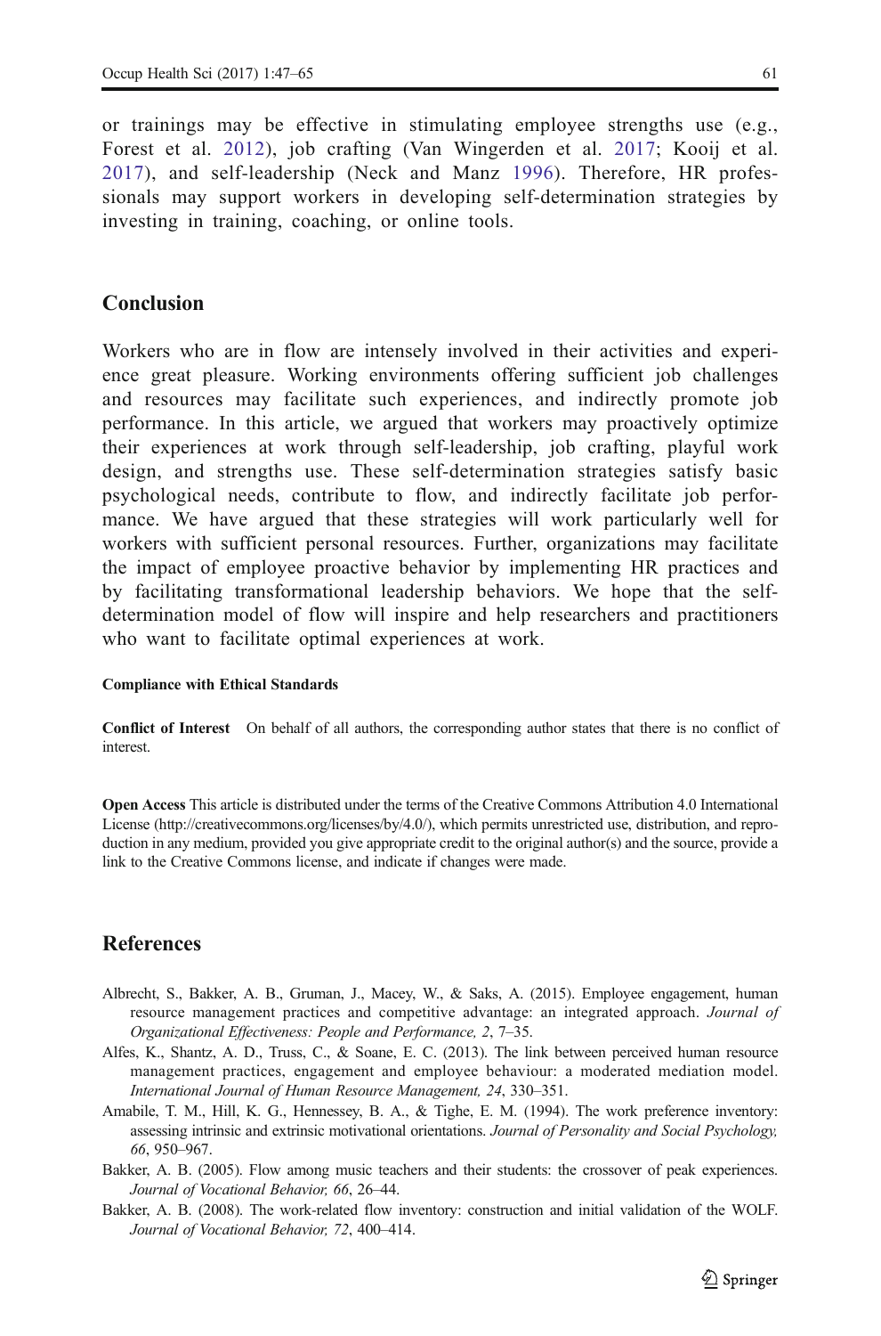or trainings may be effective in stimulating employee strengths use (e.g., Forest et al. 2012), job crafting (Van Wingerden et al. 2017; Kooij et al. 2017), and self-leadership (Neck and Manz 1996). Therefore, HR professionals may support workers in developing self-determination strategies by investing in training, coaching, or online tools.

## Conclusion

Workers who are in flow are intensely involved in their activities and experience great pleasure. Working environments offering sufficient job challenges and resources may facilitate such experiences, and indirectly promote job performance. In this article, we argued that workers may proactively optimize their experiences at work through self-leadership, job crafting, playful work design, and strengths use. These self-determination strategies satisfy basic psychological needs, contribute to flow, and indirectly facilitate job performance. We have argued that these strategies will work particularly well for workers with sufficient personal resources. Further, organizations may facilitate the impact of employee proactive behavior by implementing HR practices and by facilitating transformational leadership behaviors. We hope that the self-determination model of flow will inspire and help researchers and practitioners who want to facilitate optimal experiences at work.

**Compliance with Ethical Standards**

**Conflict of Interest** On behalf of all authors, the corresponding author states that there is no conflict of interest.

**Open Access** This article is distributed under the terms of the Creative Commons Attribution 4.0 International License (http://creativecommons.org/licenses/by/4.0/), which permits unrestricted use, distribution, and reproduction in any medium, provided you give appropriate credit to the original author(s) and the source, provide a link to the Creative Commons license, and indicate if changes were made.

## References

Albrecht, S., Bakker, A. B., Gruman, J., Macey, W., & Saks, A. (2015). Employee engagement, human resource management practices and competitive advantage: an integrated approach. *Journal of Organizational Effectiveness: People and Performance, 2*, 7–35.

Alfes, K., Shantz, A. D., Truss, C., & Soane, E. C. (2013). The link between perceived human resource management practices, engagement and employee behaviour: a moderated mediation model. *International Journal of Human Resource Management, 24*, 330–351.

Amabile, T. M., Hill, K. G., Hennessey, B. A., & Tighe, E. M. (1994). The work preference inventory: assessing intrinsic and extrinsic motivational orientations. *Journal of Personality and Social Psychology, 66*, 950–967.

Bakker, A. B. (2005). Flow among music teachers and their students: the crossover of peak experiences. *Journal of Vocational Behavior, 66*, 26–44.

Bakker, A. B. (2008). The work-related flow inventory: construction and initial validation of the WOLF. *Journal of Vocational Behavior, 72*, 400–414.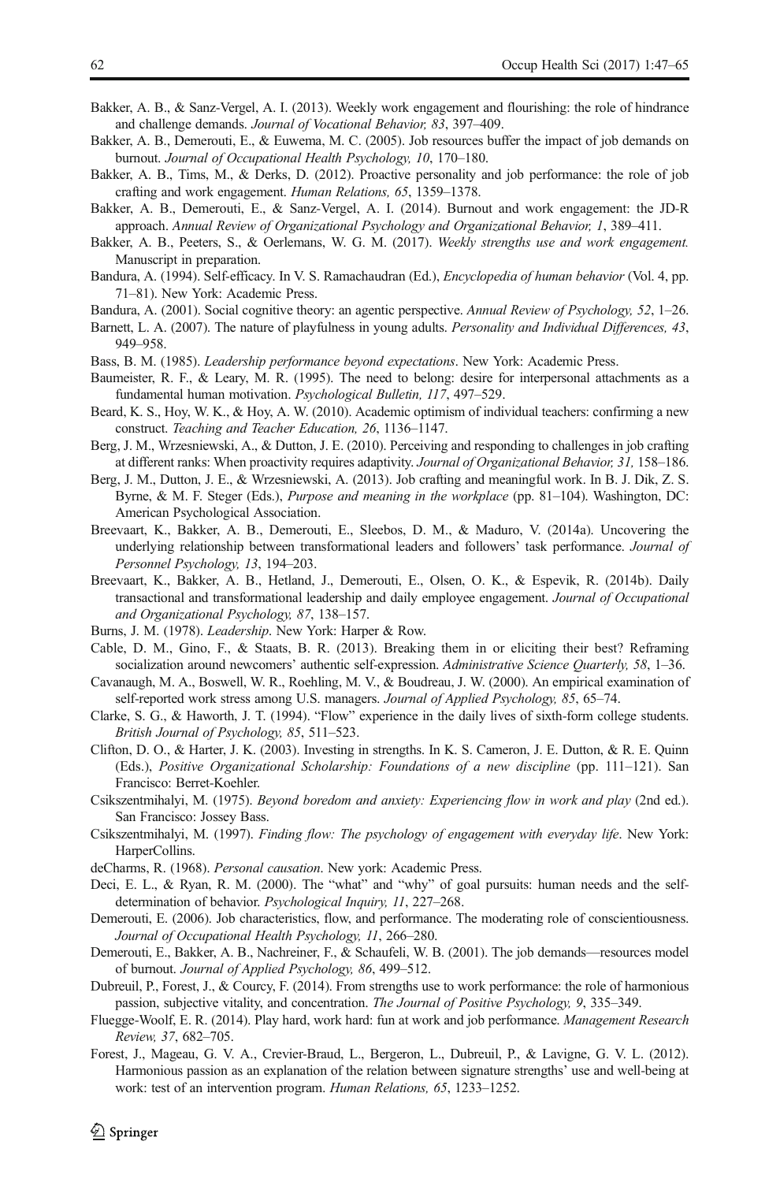Bakker, A. B., & Sanz-Vergel, A. I. (2013). Weekly work engagement and flourishing: the role of hindrance and challenge demands. *Journal of Vocational Behavior, 83*, 397–409.

Bakker, A. B., Demerouti, E., & Euwema, M. C. (2005). Job resources buffer the impact of job demands on burnout. *Journal of Occupational Health Psychology, 10*, 170–180.

Bakker, A. B., Tims, M., & Derks, D. (2012). Proactive personality and job performance: the role of job crafting and work engagement. *Human Relations, 65*, 1359–1378.

Bakker, A. B., Demerouti, E., & Sanz-Vergel, A. I. (2014). Burnout and work engagement: the JD-R approach. *Annual Review of Organizational Psychology and Organizational Behavior, 1*, 389–411.

Bakker, A. B., Peeters, S., & Oerlemans, W. G. M. (2017). *Weekly strengths use and work engagement.* Manuscript in preparation.

Bandura, A. (1994). Self-efficacy. In V. S. Ramachaudran (Ed.), *Encyclopedia of human behavior* (Vol. 4, pp. 71–81). New York: Academic Press.

Bandura, A. (2001). Social cognitive theory: an agentic perspective. *Annual Review of Psychology, 52*, 1–26.

Barnett, L. A. (2007). The nature of playfulness in young adults. *Personality and Individual Differences, 43*, 949–958.

Bass, B. M. (1985). *Leadership performance beyond expectations*. New York: Academic Press.

Baumeister, R. F., & Leary, M. R. (1995). The need to belong: desire for interpersonal attachments as a fundamental human motivation. *Psychological Bulletin, 117*, 497–529.

Beard, K. S., Hoy, W. K., & Hoy, A. W. (2010). Academic optimism of individual teachers: confirming a new construct. *Teaching and Teacher Education, 26*, 1136–1147.

Berg, J. M., Wrzesniewski, A., & Dutton, J. E. (2010). Perceiving and responding to challenges in job crafting at different ranks: When proactivity requires adaptivity. *Journal of Organizational Behavior, 31,* 158–186.

Berg, J. M., Dutton, J. E., & Wrzesniewski, A. (2013). Job crafting and meaningful work. In B. J. Dik, Z. S. Byrne, & M. F. Steger (Eds.), *Purpose and meaning in the workplace* (pp. 81–104). Washington, DC: American Psychological Association.

Breevaart, K., Bakker, A. B., Demerouti, E., Sleebos, D. M., & Maduro, V. (2014a). Uncovering the underlying relationship between transformational leaders and followers' task performance. *Journal of Personnel Psychology, 13*, 194–203.

Breevaart, K., Bakker, A. B., Hetland, J., Demerouti, E., Olsen, O. K., & Espevik, R. (2014b). Daily transactional and transformational leadership and daily employee engagement. *Journal of Occupational and Organizational Psychology, 87*, 138–157.

Burns, J. M. (1978). *Leadership*. New York: Harper & Row.

Cable, D. M., Gino, F., & Staats, B. R. (2013). Breaking them in or eliciting their best? Reframing socialization around newcomers' authentic self-expression. *Administrative Science Quarterly, 58*, 1–36.

Cavanaugh, M. A., Boswell, W. R., Roehling, M. V., & Boudreau, J. W. (2000). An empirical examination of self-reported work stress among U.S. managers. *Journal of Applied Psychology, 85*, 65–74.

Clarke, S. G., & Haworth, J. T. (1994). "Flow" experience in the daily lives of sixth-form college students. *British Journal of Psychology, 85*, 511–523.

Clifton, D. O., & Harter, J. K. (2003). Investing in strengths. In K. S. Cameron, J. E. Dutton, & R. E. Quinn (Eds.), *Positive Organizational Scholarship: Foundations of a new discipline* (pp. 111–121). San Francisco: Berret-Koehler.

Csikszentmihalyi, M. (1975). *Beyond boredom and anxiety: Experiencing flow in work and play* (2nd ed.). San Francisco: Jossey Bass.

Csikszentmihalyi, M. (1997). *Finding flow: The psychology of engagement with everyday life*. New York: HarperCollins.

deCharms, R. (1968). *Personal causation*. New york: Academic Press.

Deci, E. L., & Ryan, R. M. (2000). The "what" and "why" of goal pursuits: human needs and the self-determination of behavior. *Psychological Inquiry, 11*, 227–268.

Demerouti, E. (2006). Job characteristics, flow, and performance. The moderating role of conscientiousness. *Journal of Occupational Health Psychology, 11*, 266–280.

Demerouti, E., Bakker, A. B., Nachreiner, F., & Schaufeli, W. B. (2001). The job demands—resources model of burnout. *Journal of Applied Psychology, 86*, 499–512.

Dubreuil, P., Forest, J., & Courcy, F. (2014). From strengths use to work performance: the role of harmonious passion, subjective vitality, and concentration. *The Journal of Positive Psychology, 9*, 335–349.

Fluegge-Woolf, E. R. (2014). Play hard, work hard: fun at work and job performance. *Management Research Review, 37*, 682–705.

Forest, J., Mageau, G. V. A., Crevier-Braud, L., Bergeron, L., Dubreuil, P., & Lavigne, G. V. L. (2012). Harmonious passion as an explanation of the relation between signature strengths' use and well-being at work: test of an intervention program. *Human Relations, 65*, 1233–1252.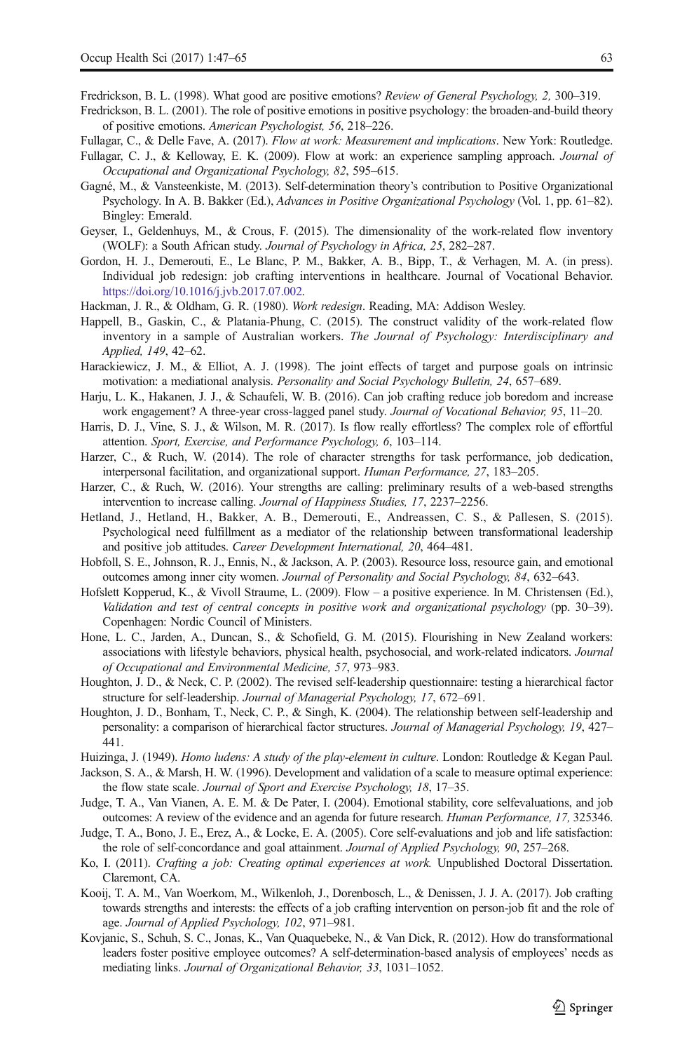Fredrickson, B. L. (1998). What good are positive emotions? *Review of General Psychology, 2,* 300–319.

Fredrickson, B. L. (2001). The role of positive emotions in positive psychology: the broaden-and-build theory of positive emotions. *American Psychologist, 56*, 218–226.

Fullagar, C., & Delle Fave, A. (2017). *Flow at work: Measurement and implications*. New York: Routledge.

Fullagar, C. J., & Kelloway, E. K. (2009). Flow at work: an experience sampling approach. *Journal of Occupational and Organizational Psychology, 82*, 595–615.

Gagné, M., & Vansteenkiste, M. (2013). Self-determination theory's contribution to Positive Organizational Psychology. In A. B. Bakker (Ed.), *Advances in Positive Organizational Psychology* (Vol. 1, pp. 61–82). Bingley: Emerald.

Geyser, I., Geldenhuys, M., & Crous, F. (2015). The dimensionality of the work-related flow inventory (WOLF): a South African study. *Journal of Psychology in Africa, 25*, 282–287.

Gordon, H. J., Demerouti, E., Le Blanc, P. M., Bakker, A. B., Bipp, T., & Verhagen, M. A. (in press). Individual job redesign: job crafting interventions in healthcare. Journal of Vocational Behavior. https://doi.org/10.1016/j.jvb.2017.07.002.

Hackman, J. R., & Oldham, G. R. (1980). *Work redesign*. Reading, MA: Addison Wesley.

Happell, B., Gaskin, C., & Platania-Phung, C. (2015). The construct validity of the work-related flow inventory in a sample of Australian workers. *The Journal of Psychology: Interdisciplinary and Applied, 149*, 42–62.

Harackiewicz, J. M., & Elliot, A. J. (1998). The joint effects of target and purpose goals on intrinsic motivation: a mediational analysis. *Personality and Social Psychology Bulletin, 24*, 657–689.

Harju, L. K., Hakanen, J. J., & Schaufeli, W. B. (2016). Can job crafting reduce job boredom and increase work engagement? A three-year cross-lagged panel study. *Journal of Vocational Behavior, 95*, 11–20.

Harris, D. J., Vine, S. J., & Wilson, M. R. (2017). Is flow really effortless? The complex role of effortful attention. *Sport, Exercise, and Performance Psychology, 6*, 103–114.

Harzer, C., & Ruch, W. (2014). The role of character strengths for task performance, job dedication, interpersonal facilitation, and organizational support. *Human Performance, 27*, 183–205.

Harzer, C., & Ruch, W. (2016). Your strengths are calling: preliminary results of a web-based strengths intervention to increase calling. *Journal of Happiness Studies, 17*, 2237–2256.

Hetland, J., Hetland, H., Bakker, A. B., Demerouti, E., Andreassen, C. S., & Pallesen, S. (2015). Psychological need fulfillment as a mediator of the relationship between transformational leadership and positive job attitudes. *Career Development International, 20*, 464–481.

Hobfoll, S. E., Johnson, R. J., Ennis, N., & Jackson, A. P. (2003). Resource loss, resource gain, and emotional outcomes among inner city women. *Journal of Personality and Social Psychology, 84*, 632–643.

Hofslett Kopperud, K., & Vivoll Straume, L. (2009). Flow – a positive experience. In M. Christensen (Ed.), *Validation and test of central concepts in positive work and organizational psychology* (pp. 30–39). Copenhagen: Nordic Council of Ministers.

Hone, L. C., Jarden, A., Duncan, S., & Schofield, G. M. (2015). Flourishing in New Zealand workers: associations with lifestyle behaviors, physical health, psychosocial, and work-related indicators. *Journal of Occupational and Environmental Medicine, 57*, 973–983.

Houghton, J. D., & Neck, C. P. (2002). The revised self-leadership questionnaire: testing a hierarchical factor structure for self-leadership. *Journal of Managerial Psychology, 17*, 672–691.

Houghton, J. D., Bonham, T., Neck, C. P., & Singh, K. (2004). The relationship between self-leadership and personality: a comparison of hierarchical factor structures. *Journal of Managerial Psychology, 19*, 427–441.

Huizinga, J. (1949). *Homo ludens: A study of the play-element in culture*. London: Routledge & Kegan Paul.

Jackson, S. A., & Marsh, H. W. (1996). Development and validation of a scale to measure optimal experience: the flow state scale. *Journal of Sport and Exercise Psychology, 18*, 17–35.

Judge, T. A., Van Vianen, A. E. M. & De Pater, I. (2004). Emotional stability, core selfevaluations, and job outcomes: A review of the evidence and an agenda for future research. *Human Performance, 17,* 325346.

Judge, T. A., Bono, J. E., Erez, A., & Locke, E. A. (2005). Core self-evaluations and job and life satisfaction: the role of self-concordance and goal attainment. *Journal of Applied Psychology, 90*, 257–268.

Ko, I. (2011). *Crafting a job: Creating optimal experiences at work.* Unpublished Doctoral Dissertation. Claremont, CA.

Kooij, T. A. M., Van Woerkom, M., Wilkenloh, J., Dorenbosch, L., & Denissen, J. J. A. (2017). Job crafting towards strengths and interests: the effects of a job crafting intervention on person-job fit and the role of age. *Journal of Applied Psychology, 102*, 971–981.

Kovjanic, S., Schuh, S. C., Jonas, K., Van Quaquebeke, N., & Van Dick, R. (2012). How do transformational leaders foster positive employee outcomes? A self-determination-based analysis of employees' needs as mediating links. *Journal of Organizational Behavior, 33*, 1031–1052.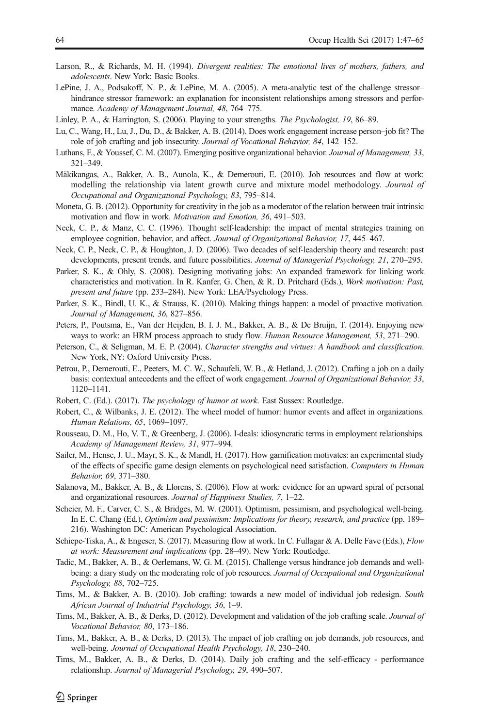Larson, R., & Richards, M. H. (1994). *Divergent realities: The emotional lives of mothers, fathers, and adolescents*. New York: Basic Books.

LePine, J. A., Podsakoff, N. P., & LePine, M. A. (2005). A meta-analytic test of the challenge stressor–hindrance stressor framework: an explanation for inconsistent relationships among stressors and performance. *Academy of Management Journal, 48*, 764–775.

Linley, P. A., & Harrington, S. (2006). Playing to your strengths. *The Psychologist, 19*, 86–89.

Lu, C., Wang, H., Lu, J., Du, D., & Bakker, A. B. (2014). Does work engagement increase person–job fit? The role of job crafting and job insecurity. *Journal of Vocational Behavior, 84*, 142–152.

Luthans, F., & Youssef, C. M. (2007). Emerging positive organizational behavior. *Journal of Management, 33*, 321–349.

Mäkikangas, A., Bakker, A. B., Aunola, K., & Demerouti, E. (2010). Job resources and flow at work: modelling the relationship via latent growth curve and mixture model methodology. *Journal of Occupational and Organizational Psychology, 83*, 795–814.

Moneta, G. B. (2012). Opportunity for creativity in the job as a moderator of the relation between trait intrinsic motivation and flow in work. *Motivation and Emotion, 36*, 491–503.

Neck, C. P., & Manz, C. C. (1996). Thought self-leadership: the impact of mental strategies training on employee cognition, behavior, and affect. *Journal of Organizational Behavior, 17*, 445–467.

Neck, C. P., Neck, C. P., & Houghton, J. D. (2006). Two decades of self-leadership theory and research: past developments, present trends, and future possibilities. *Journal of Managerial Psychology, 21*, 270–295.

Parker, S. K., & Ohly, S. (2008). Designing motivating jobs: An expanded framework for linking work characteristics and motivation. In R. Kanfer, G. Chen, & R. D. Pritchard (Eds.), *Work motivation: Past, present and future* (pp. 233–284). New York: LEA/Psychology Press.

Parker, S. K., Bindl, U. K., & Strauss, K. (2010). Making things happen: a model of proactive motivation. *Journal of Management, 36*, 827–856.

Peters, P., Poutsma, E., Van der Heijden, B. I. J. M., Bakker, A. B., & De Bruijn, T. (2014). Enjoying new ways to work: an HRM process approach to study flow. *Human Resource Management, 53*, 271–290.

Peterson, C., & Seligman, M. E. P. (2004). *Character strengths and virtues: A handbook and classification*. New York, NY: Oxford University Press.

Petrou, P., Demerouti, E., Peeters, M. C. W., Schaufeli, W. B., & Hetland, J. (2012). Crafting a job on a daily basis: contextual antecedents and the effect of work engagement. *Journal of Organizational Behavior, 33*, 1120–1141.

Robert, C. (Ed.). (2017). *The psychology of humor at work*. East Sussex: Routledge.

Robert, C., & Wilbanks, J. E. (2012). The wheel model of humor: humor events and affect in organizations. *Human Relations, 65*, 1069–1097.

Rousseau, D. M., Ho, V. T., & Greenberg, J. (2006). I-deals: idiosyncratic terms in employment relationships. *Academy of Management Review, 31*, 977–994.

Sailer, M., Hense, J. U., Mayr, S. K., & Mandl, H. (2017). How gamification motivates: an experimental study of the effects of specific game design elements on psychological need satisfaction. *Computers in Human Behavior, 69*, 371–380.

Salanova, M., Bakker, A. B., & Llorens, S. (2006). Flow at work: evidence for an upward spiral of personal and organizational resources. *Journal of Happiness Studies, 7*, 1–22.

Scheier, M. F., Carver, C. S., & Bridges, M. W. (2001). Optimism, pessimism, and psychological well-being. In E. C. Chang (Ed.), *Optimism and pessimism: Implications for theory, research, and practice* (pp. 189–216). Washington DC: American Psychological Association.

Schiepe-Tiska, A., & Engeser, S. (2017). Measuring flow at work. In C. Fullagar & A. Delle Fave (Eds.), *Flow at work: Measurement and implications* (pp. 28–49). New York: Routledge.

Tadic, M., Bakker, A. B., & Oerlemans, W. G. M. (2015). Challenge versus hindrance job demands and well-being: a diary study on the moderating role of job resources. *Journal of Occupational and Organizational Psychology, 88*, 702–725.

Tims, M., & Bakker, A. B. (2010). Job crafting: towards a new model of individual job redesign. *South African Journal of Industrial Psychology, 36*, 1–9.

Tims, M., Bakker, A. B., & Derks, D. (2012). Development and validation of the job crafting scale. *Journal of Vocational Behavior, 80*, 173–186.

Tims, M., Bakker, A. B., & Derks, D. (2013). The impact of job crafting on job demands, job resources, and well-being. *Journal of Occupational Health Psychology, 18*, 230–240.

Tims, M., Bakker, A. B., & Derks, D. (2014). Daily job crafting and the self-efficacy - performance relationship. *Journal of Managerial Psychology, 29*, 490–507.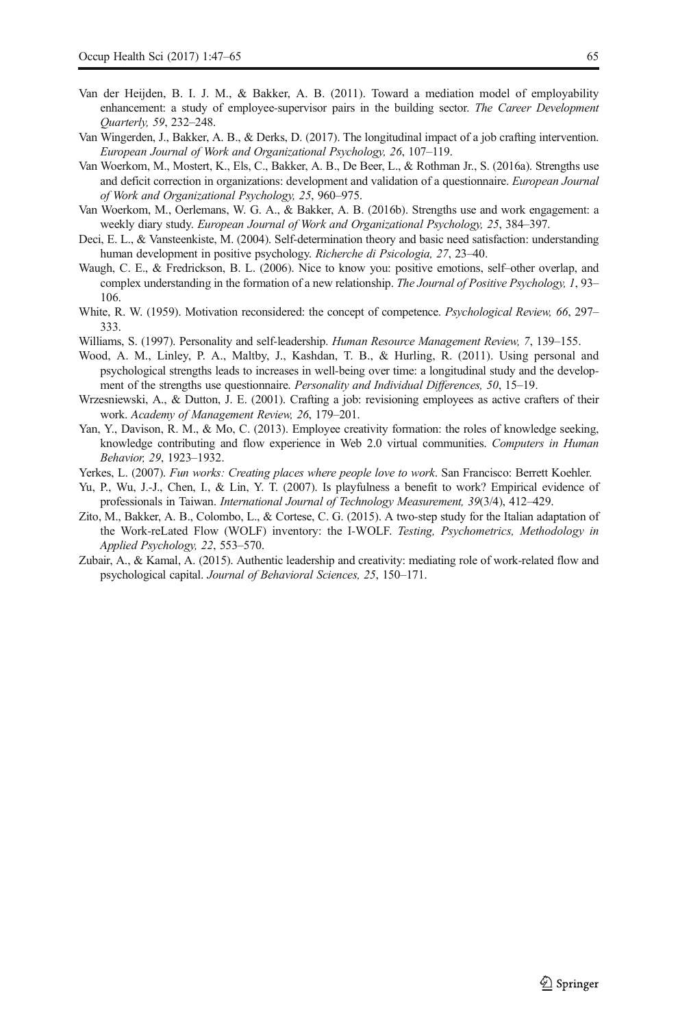Van der Heijden, B. I. J. M., & Bakker, A. B. (2011). Toward a mediation model of employability enhancement: a study of employee-supervisor pairs in the building sector. *The Career Development Quarterly, 59*, 232–248.

Van Wingerden, J., Bakker, A. B., & Derks, D. (2017). The longitudinal impact of a job crafting intervention. *European Journal of Work and Organizational Psychology, 26*, 107–119.

Van Woerkom, M., Mostert, K., Els, C., Bakker, A. B., De Beer, L., & Rothman Jr., S. (2016a). Strengths use and deficit correction in organizations: development and validation of a questionnaire. *European Journal of Work and Organizational Psychology, 25*, 960–975.

Van Woerkom, M., Oerlemans, W. G. A., & Bakker, A. B. (2016b). Strengths use and work engagement: a weekly diary study. *European Journal of Work and Organizational Psychology, 25*, 384–397.

Deci, E. L., & Vansteenkiste, M. (2004). Self-determination theory and basic need satisfaction: understanding human development in positive psychology. *Richerche di Psicologia, 27*, 23–40.

Waugh, C. E., & Fredrickson, B. L. (2006). Nice to know you: positive emotions, self–other overlap, and complex understanding in the formation of a new relationship. *The Journal of Positive Psychology, 1*, 93–106.

White, R. W. (1959). Motivation reconsidered: the concept of competence. *Psychological Review, 66*, 297–333.

Williams, S. (1997). Personality and self-leadership. *Human Resource Management Review, 7*, 139–155.

Wood, A. M., Linley, P. A., Maltby, J., Kashdan, T. B., & Hurling, R. (2011). Using personal and psychological strengths leads to increases in well-being over time: a longitudinal study and the development of the strengths use questionnaire. *Personality and Individual Differences, 50*, 15–19.

Wrzesniewski, A., & Dutton, J. E. (2001). Crafting a job: revisioning employees as active crafters of their work. *Academy of Management Review, 26*, 179–201.

Yan, Y., Davison, R. M., & Mo, C. (2013). Employee creativity formation: the roles of knowledge seeking, knowledge contributing and flow experience in Web 2.0 virtual communities. *Computers in Human Behavior, 29*, 1923–1932.

Yerkes, L. (2007). *Fun works: Creating places where people love to work*. San Francisco: Berrett Koehler.

Yu, P., Wu, J.-J., Chen, I., & Lin, Y. T. (2007). Is playfulness a benefit to work? Empirical evidence of professionals in Taiwan. *International Journal of Technology Measurement, 39*(3/4), 412–429.

Zito, M., Bakker, A. B., Colombo, L., & Cortese, C. G. (2015). A two-step study for the Italian adaptation of the Work-reLated Flow (WOLF) inventory: the I-WOLF. *Testing, Psychometrics, Methodology in Applied Psychology, 22*, 553–570.

Zubair, A., & Kamal, A. (2015). Authentic leadership and creativity: mediating role of work-related flow and psychological capital. *Journal of Behavioral Sciences, 25*, 150–171.